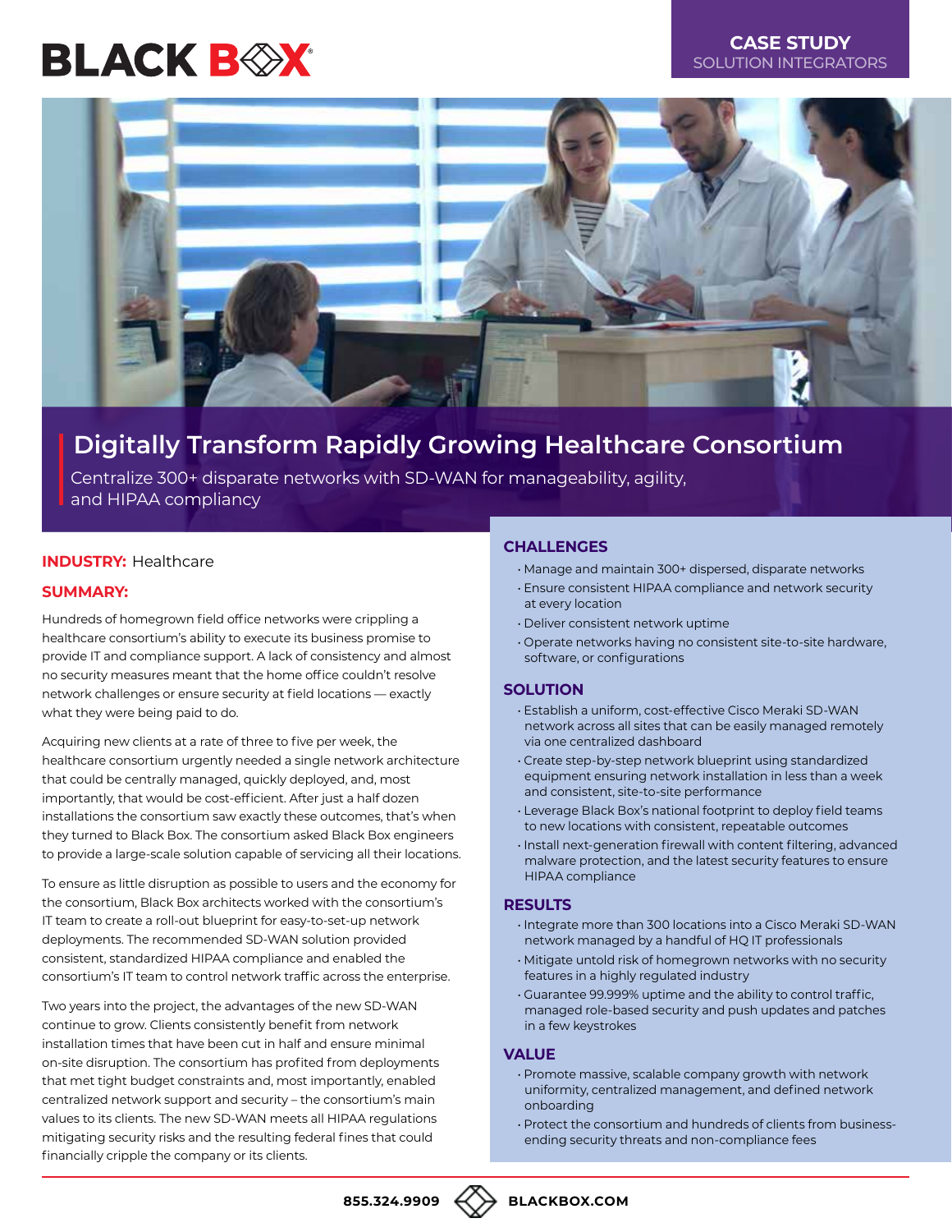BLACK BOX

**CASE STUDY**
SOLUTION INTEGRATORS

# Digitally Transform Rapidly Growing Healthcare Consortium

Centralize 300+ disparate networks with SD-WAN for manageability, agility, and HIPAA compliancy

**INDUSTRY:** Healthcare

**SUMMARY:**

Hundreds of homegrown field office networks were crippling a healthcare consortium's ability to execute its business promise to provide IT and compliance support. A lack of consistency and almost no security measures meant that the home office couldn't resolve network challenges or ensure security at field locations — exactly what they were being paid to do.

Acquiring new clients at a rate of three to five per week, the healthcare consortium urgently needed a single network architecture that could be centrally managed, quickly deployed, and, most importantly, that would be cost-efficient. After just a half dozen installations the consortium saw exactly these outcomes, that's when they turned to Black Box. The consortium asked Black Box engineers to provide a large-scale solution capable of servicing all their locations.

To ensure as little disruption as possible to users and the economy for the consortium, Black Box architects worked with the consortium's IT team to create a roll-out blueprint for easy-to-set-up network deployments. The recommended SD-WAN solution provided consistent, standardized HIPAA compliance and enabled the consortium's IT team to control network traffic across the enterprise.

Two years into the project, the advantages of the new SD-WAN continue to grow. Clients consistently benefit from network installation times that have been cut in half and ensure minimal on-site disruption. The consortium has profited from deployments that met tight budget constraints and, most importantly, enabled centralized network support and security – the consortium's main values to its clients. The new SD-WAN meets all HIPAA regulations mitigating security risks and the resulting federal fines that could financially cripple the company or its clients.

## CHALLENGES

- Manage and maintain 300+ dispersed, disparate networks
- Ensure consistent HIPAA compliance and network security at every location
- Deliver consistent network uptime
- Operate networks having no consistent site-to-site hardware, software, or configurations

## SOLUTION

- Establish a uniform, cost-effective Cisco Meraki SD-WAN network across all sites that can be easily managed remotely via one centralized dashboard
- Create step-by-step network blueprint using standardized equipment ensuring network installation in less than a week and consistent, site-to-site performance
- Leverage Black Box's national footprint to deploy field teams to new locations with consistent, repeatable outcomes
- Install next-generation firewall with content filtering, advanced malware protection, and the latest security features to ensure HIPAA compliance

## RESULTS

- Integrate more than 300 locations into a Cisco Meraki SD-WAN network managed by a handful of HQ IT professionals
- Mitigate untold risk of homegrown networks with no security features in a highly regulated industry
- Guarantee 99.999% uptime and the ability to control traffic, managed role-based security and push updates and patches in a few keystrokes

## VALUE

- Promote massive, scalable company growth with network uniformity, centralized management, and defined network onboarding
- Protect the consortium and hundreds of clients from business-ending security threats and non-compliance fees

855.324.9909 BLACKBOX.COM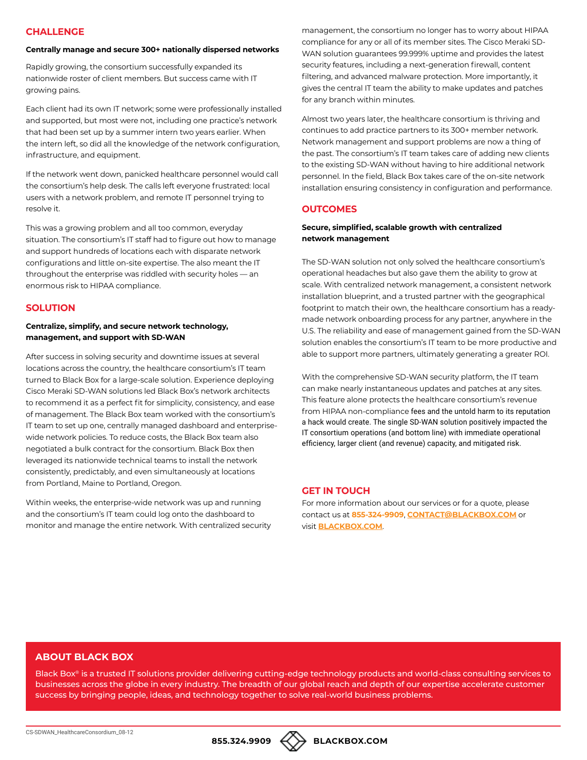## CHALLENGE

**Centrally manage and secure 300+ nationally dispersed networks**

Rapidly growing, the consortium successfully expanded its nationwide roster of client members. But success came with IT growing pains.

Each client had its own IT network; some were professionally installed and supported, but most were not, including one practice's network that had been set up by a summer intern two years earlier. When the intern left, so did all the knowledge of the network configuration, infrastructure, and equipment.

If the network went down, panicked healthcare personnel would call the consortium's help desk. The calls left everyone frustrated: local users with a network problem, and remote IT personnel trying to resolve it.

This was a growing problem and all too common, everyday situation. The consortium's IT staff had to figure out how to manage and support hundreds of locations each with disparate network configurations and little on-site expertise. The also meant the IT throughout the enterprise was riddled with security holes — an enormous risk to HIPAA compliance.

## SOLUTION

**Centralize, simplify, and secure network technology, management, and support with SD-WAN**

After success in solving security and downtime issues at several locations across the country, the healthcare consortium's IT team turned to Black Box for a large-scale solution. Experience deploying Cisco Meraki SD-WAN solutions led Black Box's network architects to recommend it as a perfect fit for simplicity, consistency, and ease of management. The Black Box team worked with the consortium's IT team to set up one, centrally managed dashboard and enterprise-wide network policies. To reduce costs, the Black Box team also negotiated a bulk contract for the consortium. Black Box then leveraged its nationwide technical teams to install the network consistently, predictably, and even simultaneously at locations from Portland, Maine to Portland, Oregon.

Within weeks, the enterprise-wide network was up and running and the consortium's IT team could log onto the dashboard to monitor and manage the entire network. With centralized security management, the consortium no longer has to worry about HIPAA compliance for any or all of its member sites. The Cisco Meraki SD-WAN solution guarantees 99.999% uptime and provides the latest security features, including a next-generation firewall, content filtering, and advanced malware protection. More importantly, it gives the central IT team the ability to make updates and patches for any branch within minutes.

Almost two years later, the healthcare consortium is thriving and continues to add practice partners to its 300+ member network. Network management and support problems are now a thing of the past. The consortium's IT team takes care of adding new clients to the existing SD-WAN without having to hire additional network personnel. In the field, Black Box takes care of the on-site network installation ensuring consistency in configuration and performance.

## OUTCOMES

**Secure, simplified, scalable growth with centralized network management**

The SD-WAN solution not only solved the healthcare consortium's operational headaches but also gave them the ability to grow at scale. With centralized network management, a consistent network installation blueprint, and a trusted partner with the geographical footprint to match their own, the healthcare consortium has a ready-made network onboarding process for any partner, anywhere in the U.S. The reliability and ease of management gained from the SD-WAN solution enables the consortium's IT team to be more productive and able to support more partners, ultimately generating a greater ROI.

With the comprehensive SD-WAN security platform, the IT team can make nearly instantaneous updates and patches at any sites. This feature alone protects the healthcare consortium's revenue from HIPAA non-compliance fees and the untold harm to its reputation a hack would create. The single SD-WAN solution positively impacted the IT consortium operations (and bottom line) with immediate operational efficiency, larger client (and revenue) capacity, and mitigated risk.

## GET IN TOUCH

For more information about our services or for a quote, please contact us at **855-324-9909**, **CONTACT@BLACKBOX.COM** or visit **BLACKBOX.COM**.

## ABOUT BLACK BOX

Black Box® is a trusted IT solutions provider delivering cutting-edge technology products and world-class consulting services to businesses across the globe in every industry. The breadth of our global reach and depth of our expertise accelerate customer success by bringing people, ideas, and technology together to solve real-world business problems.

CS-SDWAN_HealthcareConsordium_08-12